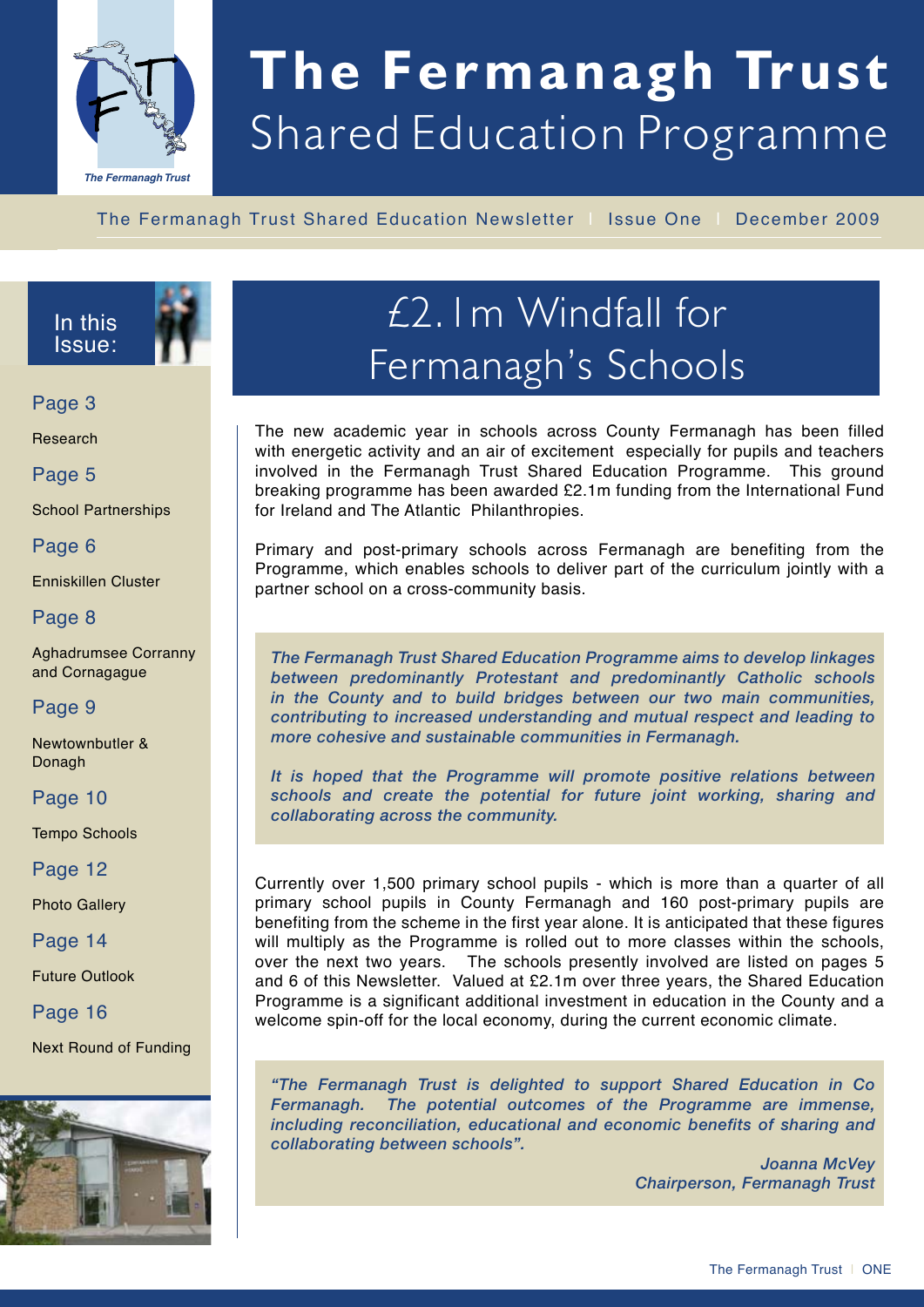# The Fermanagh Trust
## Shared Education Programme

The Fermanagh Trust Shared Education Newsletter | Issue One | December 2009

**In this Issue:**

- Page 3 — Research
- Page 5 — School Partnerships
- Page 6 — Enniskillen Cluster
- Page 8 — Aghadrumsee Corranny and Cornagague
- Page 9 — Newtownbutler & Donagh
- Page 10 — Tempo Schools
- Page 12 — Photo Gallery
- Page 14 — Future Outlook
- Page 16 — Next Round of Funding

## £2.1m Windfall for Fermanagh's Schools

The new academic year in schools across County Fermanagh has been filled with energetic activity and an air of excitement especially for pupils and teachers involved in the Fermanagh Trust Shared Education Programme. This ground breaking programme has been awarded £2.1m funding from the International Fund for Ireland and The Atlantic Philanthropies.

Primary and post-primary schools across Fermanagh are benefiting from the Programme, which enables schools to deliver part of the curriculum jointly with a partner school on a cross-community basis.

***The Fermanagh Trust Shared Education Programme aims to develop linkages between predominantly Protestant and predominantly Catholic schools in the County and to build bridges between our two main communities, contributing to increased understanding and mutual respect and leading to more cohesive and sustainable communities in Fermanagh.***

***It is hoped that the Programme will promote positive relations between schools and create the potential for future joint working, sharing and collaborating across the community.***

Currently over 1,500 primary school pupils - which is more than a quarter of all primary school pupils in County Fermanagh and 160 post-primary pupils are benefiting from the scheme in the first year alone. It is anticipated that these figures will multiply as the Programme is rolled out to more classes within the schools, over the next two years. The schools presently involved are listed on pages 5 and 6 of this Newsletter. Valued at £2.1m over three years, the Shared Education Programme is a significant additional investment in education in the County and a welcome spin-off for the local economy, during the current economic climate.

***"The Fermanagh Trust is delighted to support Shared Education in Co Fermanagh. The potential outcomes of the Programme are immense, including reconciliation, educational and economic benefits of sharing and collaborating between schools".***

***Joanna McVey***
***Chairperson, Fermanagh Trust***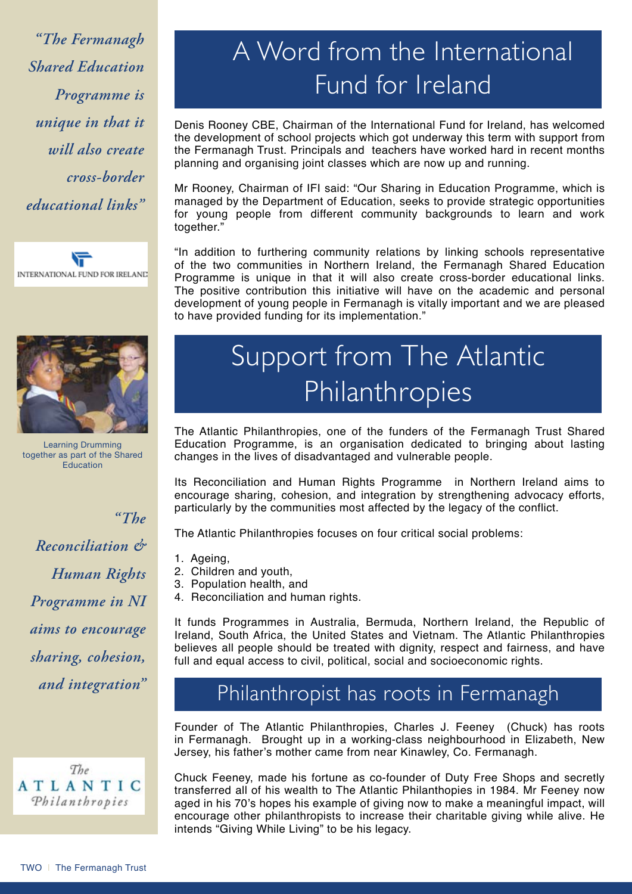*"The Fermanagh Shared Education Programme is unique in that it will also create cross-border educational links"*

INTERNATIONAL FUND FOR IRELAND

Learning Drumming together as part of the Shared Education

*"The Reconciliation & Human Rights Programme in NI aims to encourage sharing, cohesion, and integration"*

The ATLANTIC Philanthropies

# A Word from the International Fund for Ireland

Denis Rooney CBE, Chairman of the International Fund for Ireland, has welcomed the development of school projects which got underway this term with support from the Fermanagh Trust. Principals and teachers have worked hard in recent months planning and organising joint classes which are now up and running.

Mr Rooney, Chairman of IFI said: "Our Sharing in Education Programme, which is managed by the Department of Education, seeks to provide strategic opportunities for young people from different community backgrounds to learn and work together."

"In addition to furthering community relations by linking schools representative of the two communities in Northern Ireland, the Fermanagh Shared Education Programme is unique in that it will also create cross-border educational links. The positive contribution this initiative will have on the academic and personal development of young people in Fermanagh is vitally important and we are pleased to have provided funding for its implementation."

# Support from The Atlantic Philanthropies

The Atlantic Philanthropies, one of the funders of the Fermanagh Trust Shared Education Programme, is an organisation dedicated to bringing about lasting changes in the lives of disadvantaged and vulnerable people.

Its Reconciliation and Human Rights Programme in Northern Ireland aims to encourage sharing, cohesion, and integration by strengthening advocacy efforts, particularly by the communities most affected by the legacy of the conflict.

The Atlantic Philanthropies focuses on four critical social problems:

1. Ageing,
2. Children and youth,
3. Population health, and
4. Reconciliation and human rights.

It funds Programmes in Australia, Bermuda, Northern Ireland, the Republic of Ireland, South Africa, the United States and Vietnam. The Atlantic Philanthropies believes all people should be treated with dignity, respect and fairness, and have full and equal access to civil, political, social and socioeconomic rights.

## Philanthropist has roots in Fermanagh

Founder of The Atlantic Philanthropies, Charles J. Feeney (Chuck) has roots in Fermanagh. Brought up in a working-class neighbourhood in Elizabeth, New Jersey, his father's mother came from near Kinawley, Co. Fermanagh.

Chuck Feeney, made his fortune as co-founder of Duty Free Shops and secretly transferred all of his wealth to The Atlantic Philanthopies in 1984. Mr Feeney now aged in his 70's hopes his example of giving now to make a meaningful impact, will encourage other philanthropists to increase their charitable giving while alive. He intends "Giving While Living" to be his legacy.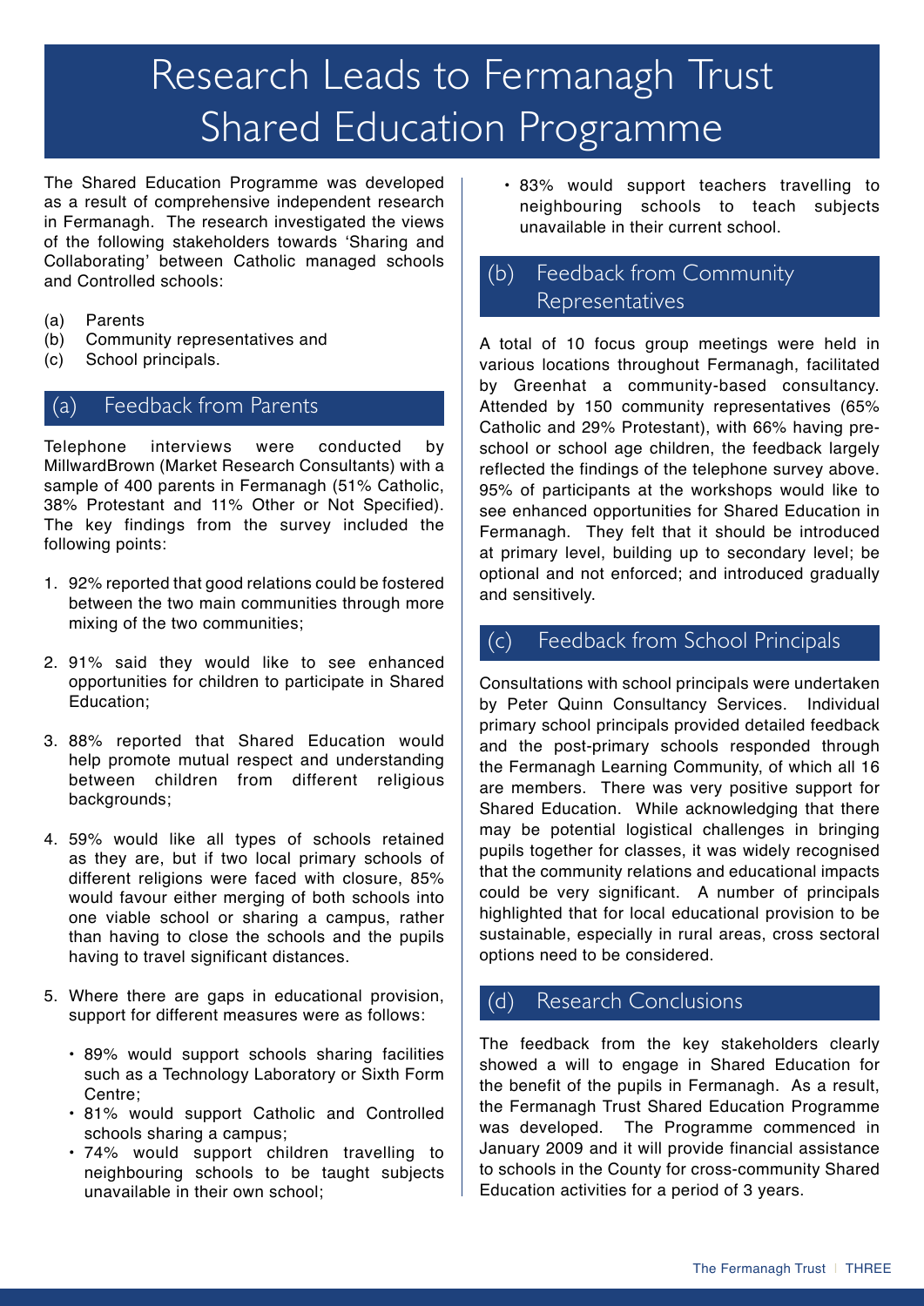# Research Leads to Fermanagh Trust Shared Education Programme

The Shared Education Programme was developed as a result of comprehensive independent research in Fermanagh. The research investigated the views of the following stakeholders towards 'Sharing and Collaborating' between Catholic managed schools and Controlled schools:

(a) Parents
(b) Community representatives and
(c) School principals.

## (a) Feedback from Parents

Telephone interviews were conducted by MillwardBrown (Market Research Consultants) with a sample of 400 parents in Fermanagh (51% Catholic, 38% Protestant and 11% Other or Not Specified). The key findings from the survey included the following points:

1. 92% reported that good relations could be fostered between the two main communities through more mixing of the two communities;
2. 91% said they would like to see enhanced opportunities for children to participate in Shared Education;
3. 88% reported that Shared Education would help promote mutual respect and understanding between children from different religious backgrounds;
4. 59% would like all types of schools retained as they are, but if two local primary schools of different religions were faced with closure, 85% would favour either merging of both schools into one viable school or sharing a campus, rather than having to close the schools and the pupils having to travel significant distances.
5. Where there are gaps in educational provision, support for different measures were as follows:
   - 89% would support schools sharing facilities such as a Technology Laboratory or Sixth Form Centre;
   - 81% would support Catholic and Controlled schools sharing a campus;
   - 74% would support children travelling to neighbouring schools to be taught subjects unavailable in their own school;
   - 83% would support teachers travelling to neighbouring schools to teach subjects unavailable in their current school.

## (b) Feedback from Community Representatives

A total of 10 focus group meetings were held in various locations throughout Fermanagh, facilitated by Greenhat a community-based consultancy. Attended by 150 community representatives (65% Catholic and 29% Protestant), with 66% having pre-school or school age children, the feedback largely reflected the findings of the telephone survey above. 95% of participants at the workshops would like to see enhanced opportunities for Shared Education in Fermanagh. They felt that it should be introduced at primary level, building up to secondary level; be optional and not enforced; and introduced gradually and sensitively.

## (c) Feedback from School Principals

Consultations with school principals were undertaken by Peter Quinn Consultancy Services. Individual primary school principals provided detailed feedback and the post-primary schools responded through the Fermanagh Learning Community, of which all 16 are members. There was very positive support for Shared Education. While acknowledging that there may be potential logistical challenges in bringing pupils together for classes, it was widely recognised that the community relations and educational impacts could be very significant. A number of principals highlighted that for local educational provision to be sustainable, especially in rural areas, cross sectoral options need to be considered.

## (d) Research Conclusions

The feedback from the key stakeholders clearly showed a will to engage in Shared Education for the benefit of the pupils in Fermanagh. As a result, the Fermanagh Trust Shared Education Programme was developed. The Programme commenced in January 2009 and it will provide financial assistance to schools in the County for cross-community Shared Education activities for a period of 3 years.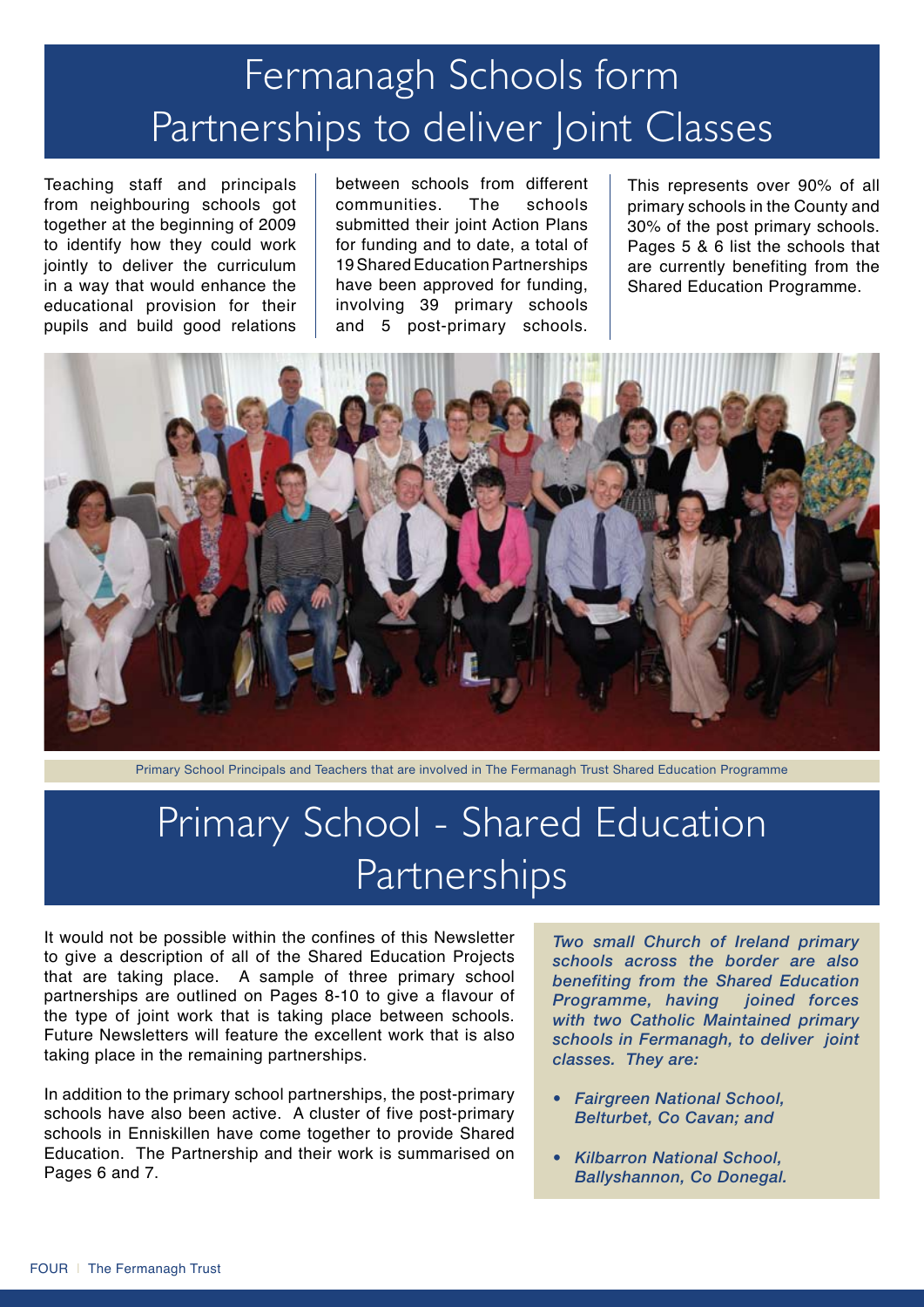# Fermanagh Schools form Partnerships to deliver Joint Classes

Teaching staff and principals from neighbouring schools got together at the beginning of 2009 to identify how they could work jointly to deliver the curriculum in a way that would enhance the educational provision for their pupils and build good relations between schools from different communities. The schools submitted their joint Action Plans for funding and to date, a total of 19 Shared Education Partnerships have been approved for funding, involving 39 primary schools and 5 post-primary schools. This represents over 90% of all primary schools in the County and 30% of the post primary schools. Pages 5 & 6 list the schools that are currently benefiting from the Shared Education Programme.

Primary School Principals and Teachers that are involved in The Fermanagh Trust Shared Education Programme

# Primary School - Shared Education Partnerships

It would not be possible within the confines of this Newsletter to give a description of all of the Shared Education Projects that are taking place. A sample of three primary school partnerships are outlined on Pages 8-10 to give a flavour of the type of joint work that is taking place between schools. Future Newsletters will feature the excellent work that is also taking place in the remaining partnerships.

In addition to the primary school partnerships, the post-primary schools have also been active. A cluster of five post-primary schools in Enniskillen have come together to provide Shared Education. The Partnership and their work is summarised on Pages 6 and 7.

***Two small Church of Ireland primary schools across the border are also benefiting from the Shared Education Programme, having joined forces with two Catholic Maintained primary schools in Fermanagh, to deliver joint classes. They are:***

- ***Fairgreen National School, Belturbet, Co Cavan; and***
- ***Kilbarron National School, Ballyshannon, Co Donegal.***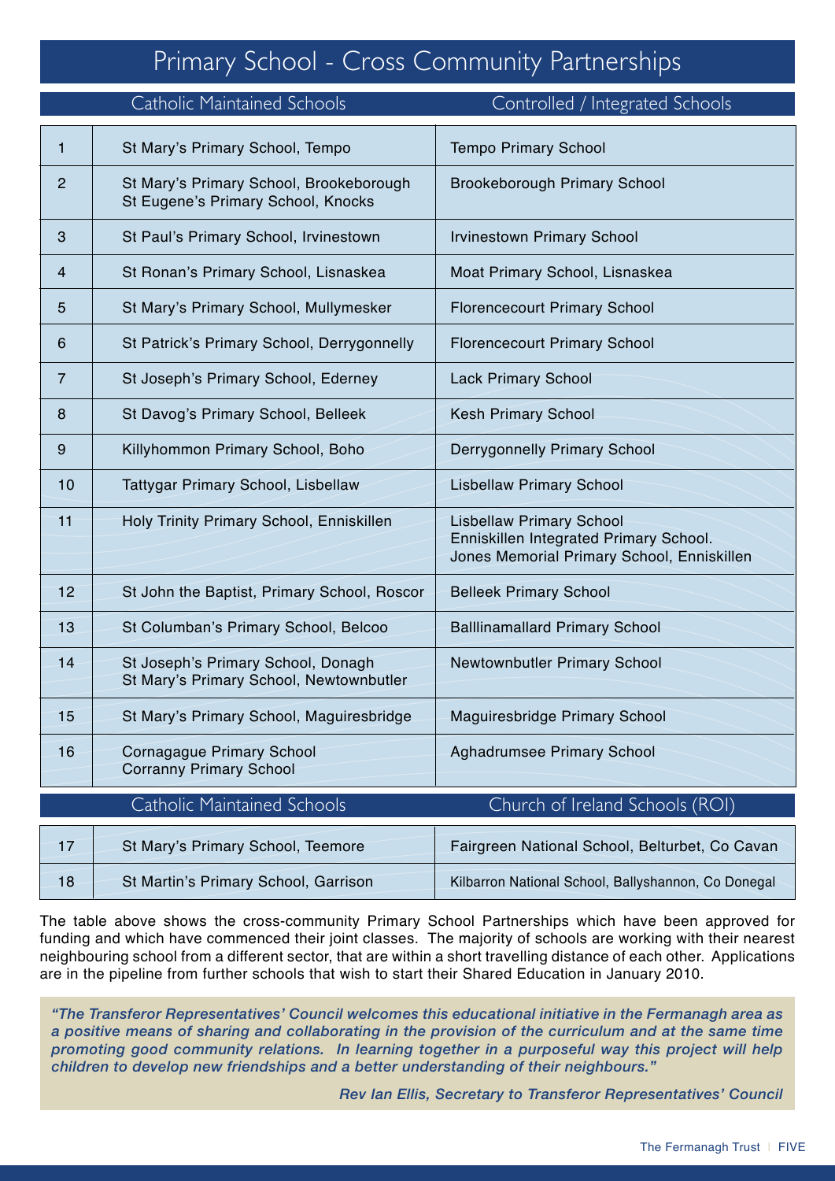# Primary School - Cross Community Partnerships

| | Catholic Maintained Schools | Controlled / Integrated Schools |
|---|---|---|
| 1 | St Mary's Primary School, Tempo | Tempo Primary School |
| 2 | St Mary's Primary School, Brookeborough<br>St Eugene's Primary School, Knocks | Brookeborough Primary School |
| 3 | St Paul's Primary School, Irvinestown | Irvinestown Primary School |
| 4 | St Ronan's Primary School, Lisnaskea | Moat Primary School, Lisnaskea |
| 5 | St Mary's Primary School, Mullymesker | Florencecourt Primary School |
| 6 | St Patrick's Primary School, Derrygonnelly | Florencecourt Primary School |
| 7 | St Joseph's Primary School, Ederney | Lack Primary School |
| 8 | St Davog's Primary School, Belleek | Kesh Primary School |
| 9 | Killyhommon Primary School, Boho | Derrygonnelly Primary School |
| 10 | Tattygar Primary School, Lisbellaw | Lisbellaw Primary School |
| 11 | Holy Trinity Primary School, Enniskillen | Lisbellaw Primary School<br>Enniskillen Integrated Primary School.<br>Jones Memorial Primary School, Enniskillen |
| 12 | St John the Baptist, Primary School, Roscor | Belleek Primary School |
| 13 | St Columban's Primary School, Belcoo | Balllinamallard Primary School |
| 14 | St Joseph's Primary School, Donagh<br>St Mary's Primary School, Newtownbutler | Newtownbutler Primary School |
| 15 | St Mary's Primary School, Maguiresbridge | Maguiresbridge Primary School |
| 16 | Cornagague Primary School<br>Corranny Primary School | Aghadrumsee Primary School |

| | Catholic Maintained Schools | Church of Ireland Schools (ROI) |
|---|---|---|
| 17 | St Mary's Primary School, Teemore | Fairgreen National School, Belturbet, Co Cavan |
| 18 | St Martin's Primary School, Garrison | Kilbarron National School, Ballyshannon, Co Donegal |

The table above shows the cross-community Primary School Partnerships which have been approved for funding and which have commenced their joint classes. The majority of schools are working with their nearest neighbouring school from a different sector, that are within a short travelling distance of each other. Applications are in the pipeline from further schools that wish to start their Shared Education in January 2010.

***"The Transferor Representatives' Council welcomes this educational initiative in the Fermanagh area as a positive means of sharing and collaborating in the provision of the curriculum and at the same time promoting good community relations. In learning together in a purposeful way this project will help children to develop new friendships and a better understanding of their neighbours."***

***Rev Ian Ellis, Secretary to Transferor Representatives' Council***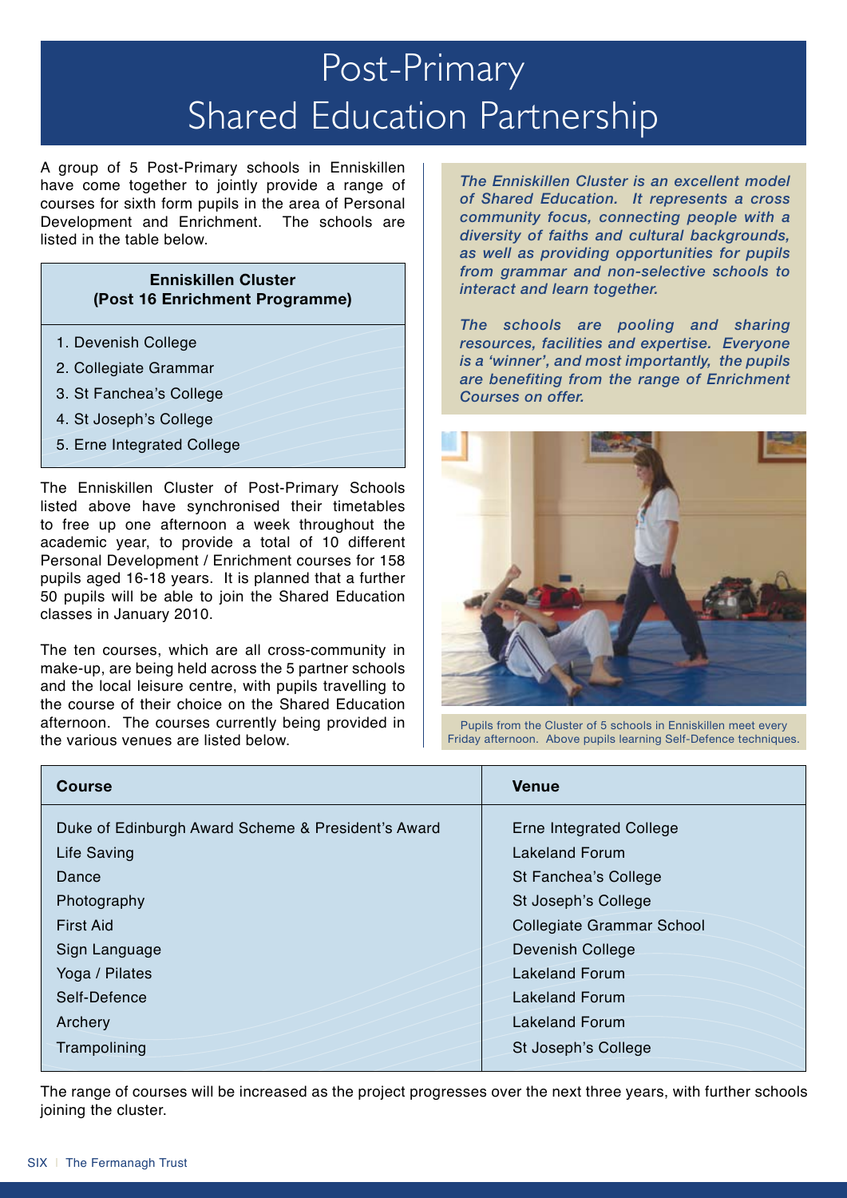# Post-Primary Shared Education Partnership

A group of 5 Post-Primary schools in Enniskillen have come together to jointly provide a range of courses for sixth form pupils in the area of Personal Development and Enrichment. The schools are listed in the table below.

| Enniskillen Cluster (Post 16 Enrichment Programme) |
|---|
| 1. Devenish College |
| 2. Collegiate Grammar |
| 3. St Fanchea's College |
| 4. St Joseph's College |
| 5. Erne Integrated College |

The Enniskillen Cluster of Post-Primary Schools listed above have synchronised their timetables to free up one afternoon a week throughout the academic year, to provide a total of 10 different Personal Development / Enrichment courses for 158 pupils aged 16-18 years. It is planned that a further 50 pupils will be able to join the Shared Education classes in January 2010.

The ten courses, which are all cross-community in make-up, are being held across the 5 partner schools and the local leisure centre, with pupils travelling to the course of their choice on the Shared Education afternoon. The courses currently being provided in the various venues are listed below.

*The Enniskillen Cluster is an excellent model of Shared Education. It represents a cross community focus, connecting people with a diversity of faiths and cultural backgrounds, as well as providing opportunities for pupils from grammar and non-selective schools to interact and learn together.*

*The schools are pooling and sharing resources, facilities and expertise. Everyone is a 'winner', and most importantly, the pupils are benefiting from the range of Enrichment Courses on offer.*

Pupils from the Cluster of 5 schools in Enniskillen meet every Friday afternoon. Above pupils learning Self-Defence techniques.

| Course | Venue |
|---|---|
| Duke of Edinburgh Award Scheme & President's Award | Erne Integrated College |
| Life Saving | Lakeland Forum |
| Dance | St Fanchea's College |
| Photography | St Joseph's College |
| First Aid | Collegiate Grammar School |
| Sign Language | Devenish College |
| Yoga / Pilates | Lakeland Forum |
| Self-Defence | Lakeland Forum |
| Archery | Lakeland Forum |
| Trampolining | St Joseph's College |

The range of courses will be increased as the project progresses over the next three years, with further schools joining the cluster.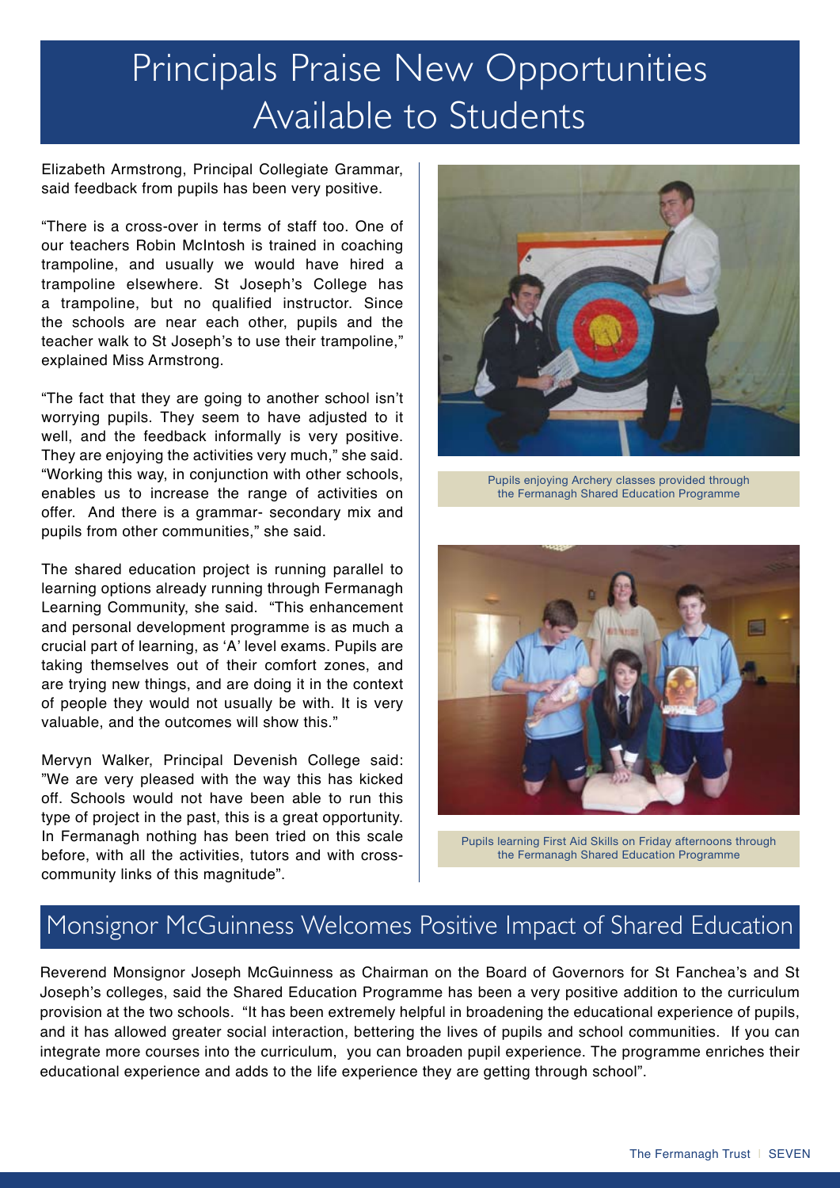# Principals Praise New Opportunities Available to Students

Elizabeth Armstrong, Principal Collegiate Grammar, said feedback from pupils has been very positive.

"There is a cross-over in terms of staff too. One of our teachers Robin McIntosh is trained in coaching trampoline, and usually we would have hired a trampoline elsewhere. St Joseph's College has a trampoline, but no qualified instructor. Since the schools are near each other, pupils and the teacher walk to St Joseph's to use their trampoline," explained Miss Armstrong.

"The fact that they are going to another school isn't worrying pupils. They seem to have adjusted to it well, and the feedback informally is very positive. They are enjoying the activities very much," she said. "Working this way, in conjunction with other schools, enables us to increase the range of activities on offer. And there is a grammar- secondary mix and pupils from other communities," she said.

The shared education project is running parallel to learning options already running through Fermanagh Learning Community, she said. "This enhancement and personal development programme is as much a crucial part of learning, as 'A' level exams. Pupils are taking themselves out of their comfort zones, and are trying new things, and are doing it in the context of people they would not usually be with. It is very valuable, and the outcomes will show this."

Mervyn Walker, Principal Devenish College said: "We are very pleased with the way this has kicked off. Schools would not have been able to run this type of project in the past, this is a great opportunity. In Fermanagh nothing has been tried on this scale before, with all the activities, tutors and with cross-community links of this magnitude".

Pupils enjoying Archery classes provided through the Fermanagh Shared Education Programme

Pupils learning First Aid Skills on Friday afternoons through the Fermanagh Shared Education Programme

## Monsignor McGuinness Welcomes Positive Impact of Shared Education

Reverend Monsignor Joseph McGuinness as Chairman on the Board of Governors for St Fanchea's and St Joseph's colleges, said the Shared Education Programme has been a very positive addition to the curriculum provision at the two schools. "It has been extremely helpful in broadening the educational experience of pupils, and it has allowed greater social interaction, bettering the lives of pupils and school communities. If you can integrate more courses into the curriculum, you can broaden pupil experience. The programme enriches their educational experience and adds to the life experience they are getting through school".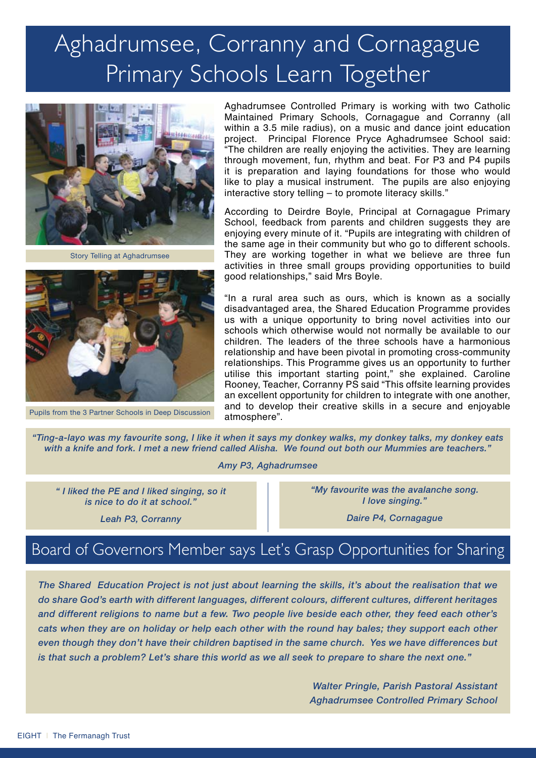# Aghadrumsee, Corranny and Cornagague Primary Schools Learn Together

Story Telling at Aghadrumsee

Pupils from the 3 Partner Schools in Deep Discussion

Aghadrumsee Controlled Primary is working with two Catholic Maintained Primary Schools, Cornagague and Corranny (all within a 3.5 mile radius), on a music and dance joint education project. Principal Florence Pryce Aghadrumsee School said: "The children are really enjoying the activities. They are learning through movement, fun, rhythm and beat. For P3 and P4 pupils it is preparation and laying foundations for those who would like to play a musical instrument. The pupils are also enjoying interactive story telling – to promote literacy skills."

According to Deirdre Boyle, Principal at Cornagague Primary School, feedback from parents and children suggests they are enjoying every minute of it. "Pupils are integrating with children of the same age in their community but who go to different schools. They are working together in what we believe are three fun activities in three small groups providing opportunities to build good relationships," said Mrs Boyle.

"In a rural area such as ours, which is known as a socially disadvantaged area, the Shared Education Programme provides us with a unique opportunity to bring novel activities into our schools which otherwise would not normally be available to our children. The leaders of the three schools have a harmonious relationship and have been pivotal in promoting cross-community relationships. This Programme gives us an opportunity to further utilise this important starting point," she explained. Caroline Rooney, Teacher, Corranny PS said "This offsite learning provides an excellent opportunity for children to integrate with one another, and to develop their creative skills in a secure and enjoyable atmosphere".

*"Ting-a-layo was my favourite song, I like it when it says my donkey walks, my donkey talks, my donkey eats with a knife and fork. I met a new friend called Alisha. We found out both our Mummies are teachers."*

*Amy P3, Aghadrumsee*

*" I liked the PE and I liked singing, so it is nice to do it at school."*

*Leah P3, Corranny*

*"My favourite was the avalanche song. I love singing."*

*Daire P4, Cornagague*

## Board of Governors Member says Let's Grasp Opportunities for Sharing

*The Shared Education Project is not just about learning the skills, it's about the realisation that we do share God's earth with different languages, different colours, different cultures, different heritages and different religions to name but a few. Two people live beside each other, they feed each other's cats when they are on holiday or help each other with the round hay bales; they support each other even though they don't have their children baptised in the same church. Yes we have differences but is that such a problem? Let's share this world as we all seek to prepare to share the next one."*

*Walter Pringle, Parish Pastoral Assistant*
*Aghadrumsee Controlled Primary School*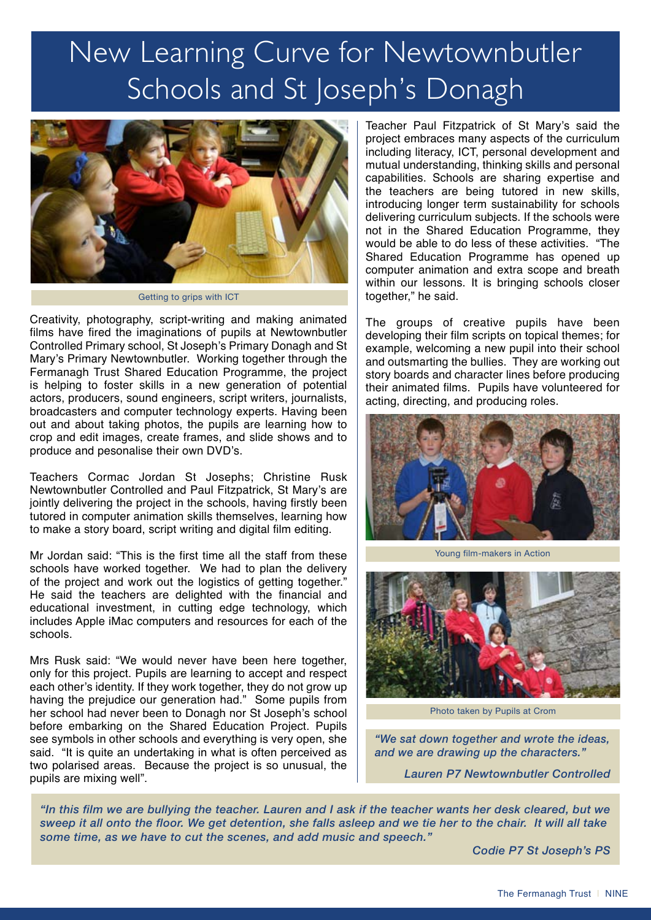# New Learning Curve for Newtownbutler Schools and St Joseph's Donagh

Getting to grips with ICT

Creativity, photography, script-writing and making animated films have fired the imaginations of pupils at Newtownbutler Controlled Primary school, St Joseph's Primary Donagh and St Mary's Primary Newtownbutler. Working together through the Fermanagh Trust Shared Education Programme, the project is helping to foster skills in a new generation of potential actors, producers, sound engineers, script writers, journalists, broadcasters and computer technology experts. Having been out and about taking photos, the pupils are learning how to crop and edit images, create frames, and slide shows and to produce and pesonalise their own DVD's.

Teachers Cormac Jordan St Josephs; Christine Rusk Newtownbutler Controlled and Paul Fitzpatrick, St Mary's are jointly delivering the project in the schools, having firstly been tutored in computer animation skills themselves, learning how to make a story board, script writing and digital film editing.

Mr Jordan said: "This is the first time all the staff from these schools have worked together. We had to plan the delivery of the project and work out the logistics of getting together." He said the teachers are delighted with the financial and educational investment, in cutting edge technology, which includes Apple iMac computers and resources for each of the schools.

Mrs Rusk said: "We would never have been here together, only for this project. Pupils are learning to accept and respect each other's identity. If they work together, they do not grow up having the prejudice our generation had." Some pupils from her school had never been to Donagh nor St Joseph's school before embarking on the Shared Education Project. Pupils see symbols in other schools and everything is very open, she said. "It is quite an undertaking in what is often perceived as two polarised areas. Because the project is so unusual, the pupils are mixing well".

Teacher Paul Fitzpatrick of St Mary's said the project embraces many aspects of the curriculum including literacy, ICT, personal development and mutual understanding, thinking skills and personal capabilities. Schools are sharing expertise and the teachers are being tutored in new skills, introducing longer term sustainability for schools delivering curriculum subjects. If the schools were not in the Shared Education Programme, they would be able to do less of these activities. "The Shared Education Programme has opened up computer animation and extra scope and breath within our lessons. It is bringing schools closer together," he said.

The groups of creative pupils have been developing their film scripts on topical themes; for example, welcoming a new pupil into their school and outsmarting the bullies. They are working out story boards and character lines before producing their animated films. Pupils have volunteered for acting, directing, and producing roles.

Young film-makers in Action

Photo taken by Pupils at Crom

> *"We sat down together and wrote the ideas, and we are drawing up the characters."*
>
> ***Lauren P7 Newtownbutler Controlled***

> *"In this film we are bullying the teacher. Lauren and I ask if the teacher wants her desk cleared, but we sweep it all onto the floor. We get detention, she falls asleep and we tie her to the chair. It will all take some time, as we have to cut the scenes, and add music and speech."*
>
> ***Codie P7 St Joseph's PS***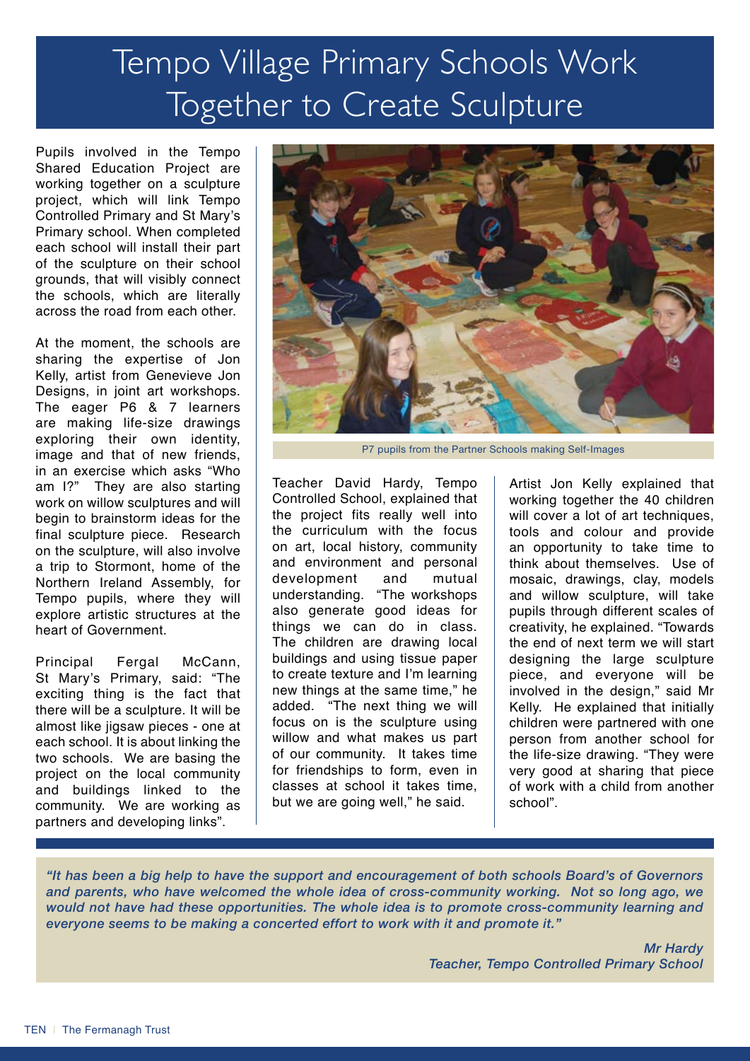# Tempo Village Primary Schools Work Together to Create Sculpture

Pupils involved in the Tempo Shared Education Project are working together on a sculpture project, which will link Tempo Controlled Primary and St Mary's Primary school. When completed each school will install their part of the sculpture on their school grounds, that will visibly connect the schools, which are literally across the road from each other.

At the moment, the schools are sharing the expertise of Jon Kelly, artist from Genevieve Jon Designs, in joint art workshops. The eager P6 & 7 learners are making life-size drawings exploring their own identity, image and that of new friends, in an exercise which asks "Who am I?" They are also starting work on willow sculptures and will begin to brainstorm ideas for the final sculpture piece. Research on the sculpture, will also involve a trip to Stormont, home of the Northern Ireland Assembly, for Tempo pupils, where they will explore artistic structures at the heart of Government.

Principal Fergal McCann, St Mary's Primary, said: "The exciting thing is the fact that there will be a sculpture. It will be almost like jigsaw pieces - one at each school. It is about linking the two schools. We are basing the project on the local community and buildings linked to the community. We are working as partners and developing links".

P7 pupils from the Partner Schools making Self-Images

Teacher David Hardy, Tempo Controlled School, explained that the project fits really well into the curriculum with the focus on art, local history, community and environment and personal development and mutual understanding. "The workshops also generate good ideas for things we can do in class. The children are drawing local buildings and using tissue paper to create texture and I'm learning new things at the same time," he added. "The next thing we will focus on is the sculpture using willow and what makes us part of our community. It takes time for friendships to form, even in classes at school it takes time, but we are going well," he said.

Artist Jon Kelly explained that working together the 40 children will cover a lot of art techniques, tools and colour and provide an opportunity to take time to think about themselves. Use of mosaic, drawings, clay, models and willow sculpture, will take pupils through different scales of creativity, he explained. "Towards the end of next term we will start designing the large sculpture piece, and everyone will be involved in the design," said Mr Kelly. He explained that initially children were partnered with one person from another school for the life-size drawing. "They were very good at sharing that piece of work with a child from another school".

***"It has been a big help to have the support and encouragement of both schools Board's of Governors and parents, who have welcomed the whole idea of cross-community working. Not so long ago, we would not have had these opportunities. The whole idea is to promote cross-community learning and everyone seems to be making a concerted effort to work with it and promote it."***

***Mr Hardy***
***Teacher, Tempo Controlled Primary School***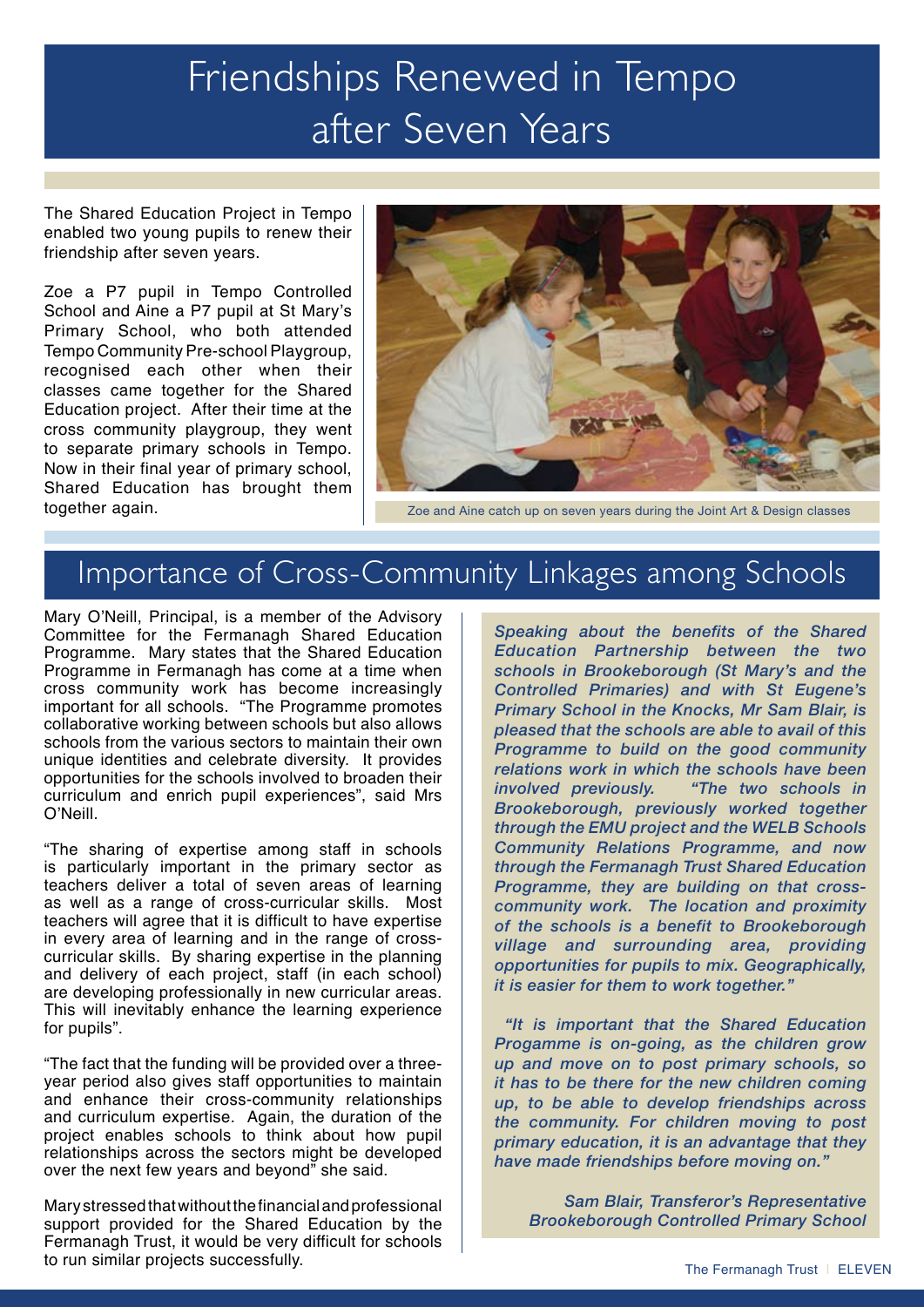# Friendships Renewed in Tempo after Seven Years

The Shared Education Project in Tempo enabled two young pupils to renew their friendship after seven years.

Zoe a P7 pupil in Tempo Controlled School and Aine a P7 pupil at St Mary's Primary School, who both attended Tempo Community Pre-school Playgroup, recognised each other when their classes came together for the Shared Education project. After their time at the cross community playgroup, they went to separate primary schools in Tempo. Now in their final year of primary school, Shared Education has brought them together again.

Zoe and Aine catch up on seven years during the Joint Art & Design classes

# Importance of Cross-Community Linkages among Schools

Mary O'Neill, Principal, is a member of the Advisory Committee for the Fermanagh Shared Education Programme. Mary states that the Shared Education Programme in Fermanagh has come at a time when cross community work has become increasingly important for all schools. "The Programme promotes collaborative working between schools but also allows schools from the various sectors to maintain their own unique identities and celebrate diversity. It provides opportunities for the schools involved to broaden their curriculum and enrich pupil experiences", said Mrs O'Neill.

"The sharing of expertise among staff in schools is particularly important in the primary sector as teachers deliver a total of seven areas of learning as well as a range of cross-curricular skills. Most teachers will agree that it is difficult to have expertise in every area of learning and in the range of cross-curricular skills. By sharing expertise in the planning and delivery of each project, staff (in each school) are developing professionally in new curricular areas. This will inevitably enhance the learning experience for pupils".

"The fact that the funding will be provided over a three-year period also gives staff opportunities to maintain and enhance their cross-community relationships and curriculum expertise. Again, the duration of the project enables schools to think about how pupil relationships across the sectors might be developed over the next few years and beyond" she said.

Mary stressed that without the financial and professional support provided for the Shared Education by the Fermanagh Trust, it would be very difficult for schools to run similar projects successfully.

***Speaking about the benefits of the Shared Education Partnership between the two schools in Brookeborough (St Mary's and the Controlled Primaries) and with St Eugene's Primary School in the Knocks, Mr Sam Blair, is pleased that the schools are able to avail of this Programme to build on the good community relations work in which the schools have been involved previously. "The two schools in Brookeborough, previously worked together through the EMU project and the WELB Schools Community Relations Programme, and now through the Fermanagh Trust Shared Education Programme, they are building on that cross-community work. The location and proximity of the schools is a benefit to Brookeborough village and surrounding area, providing opportunities for pupils to mix. Geographically, it is easier for them to work together."***

***"It is important that the Shared Education Progamme is on-going, as the children grow up and move on to post primary schools, so it has to be there for the new children coming up, to be able to develop friendships across the community. For children moving to post primary education, it is an advantage that they have made friendships before moving on."***

***Sam Blair, Transferor's Representative***
***Brookeborough Controlled Primary School***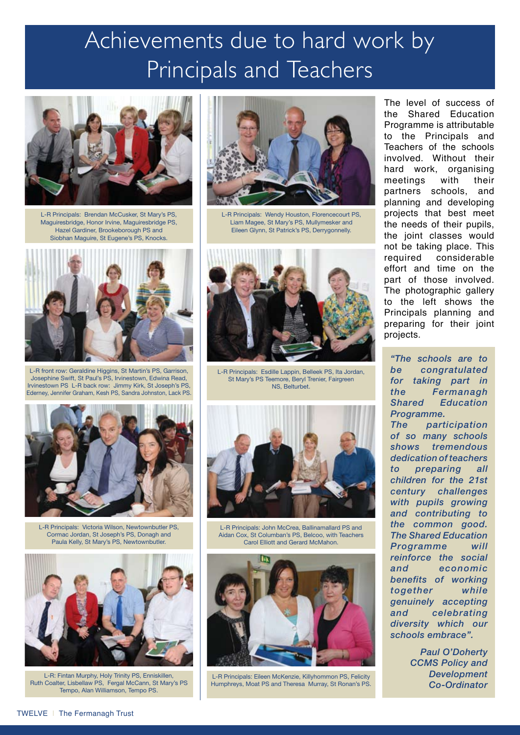# Achievements due to hard work by Principals and Teachers

L-R Principals: Brendan McCusker, St Mary's PS, Maguiresbridge, Honor Irvine, Maguiresbridge PS, Hazel Gardiner, Brookeborough PS and Siobhan Maguire, St Eugene's PS, Knocks.

L-R front row: Geraldine Higgins, St Martin's PS, Garrison, Josephine Swift, St Paul's PS, Irvinestown, Edwina Read, Irvinestown PS L-R back row: Jimmy Kirk, St Joseph's PS, Ederney, Jennifer Graham, Kesh PS, Sandra Johnston, Lack PS.

L-R Principals: Victoria Wilson, Newtownbutler PS, Cormac Jordan, St Joseph's PS, Donagh and Paula Kelly, St Mary's PS, Newtownbutler.

L-R: Fintan Murphy, Holy Trinity PS, Enniskillen, Ruth Coalter, Lisbellaw PS, Fergal McCann, St Mary's PS Tempo, Alan Williamson, Tempo PS.

L-R Principals: Wendy Houston, Florencecourt PS, Liam Magee, St Mary's PS, Mullymesker and Eileen Glynn, St Patrick's PS, Derrygonnelly.

L-R Principals: Esdille Lappin, Belleek PS, Ita Jordan, St Mary's PS Teemore, Beryl Trenier, Fairgreen NS, Belturbet.

L-R Principals: John McCrea, Ballinamallard PS and Aidan Cox, St Columban's PS, Belcoo, with Teachers Carol Elliott and Gerard McMahon.

L-R Principals: Eileen McKenzie, Killyhommon PS, Felicity Humphreys, Moat PS and Theresa Murray, St Ronan's PS.

The level of success of the Shared Education Programme is attributable to the Principals and Teachers of the schools involved. Without their hard work, organising meetings with their partners schools, and planning and developing projects that best meet the needs of their pupils, the joint classes would not be taking place. This required considerable effort and time on the part of those involved. The photographic gallery to the left shows the Principals planning and preparing for their joint projects.

*"The schools are to be congratulated for taking part in the Fermanagh Shared Education Programme. The participation of so many schools shows tremendous dedication of teachers to preparing all children for the 21st century challenges with pupils growing and contributing to the common good. The Shared Education Programme will reinforce the social and economic benefits of working together while genuinely accepting and celebrating diversity which our schools embrace".*

*Paul O'Doherty*
*CCMS Policy and Development Co-Ordinator*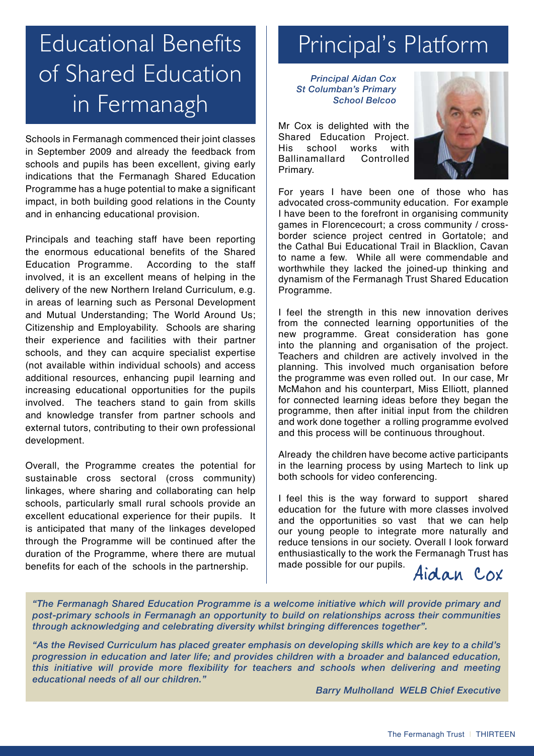# Educational Benefits of Shared Education in Fermanagh

Schools in Fermanagh commenced their joint classes in September 2009 and already the feedback from schools and pupils has been excellent, giving early indications that the Fermanagh Shared Education Programme has a huge potential to make a significant impact, in both building good relations in the County and in enhancing educational provision.

Principals and teaching staff have been reporting the enormous educational benefits of the Shared Education Programme. According to the staff involved, it is an excellent means of helping in the delivery of the new Northern Ireland Curriculum, e.g. in areas of learning such as Personal Development and Mutual Understanding; The World Around Us; Citizenship and Employability. Schools are sharing their experience and facilities with their partner schools, and they can acquire specialist expertise (not available within individual schools) and access additional resources, enhancing pupil learning and increasing educational opportunities for the pupils involved. The teachers stand to gain from skills and knowledge transfer from partner schools and external tutors, contributing to their own professional development.

Overall, the Programme creates the potential for sustainable cross sectoral (cross community) linkages, where sharing and collaborating can help schools, particularly small rural schools provide an excellent educational experience for their pupils. It is anticipated that many of the linkages developed through the Programme will be continued after the duration of the Programme, where there are mutual benefits for each of the schools in the partnership.

# Principal's Platform

*Principal Aidan Cox*
*St Columban's Primary School Belcoo*

Mr Cox is delighted with the Shared Education Project. His school works with Ballinamallard Controlled Primary.

For years I have been one of those who has advocated cross-community education. For example I have been to the forefront in organising community games in Florencecourt; a cross community / cross-border science project centred in Gortatole; and the Cathal Bui Educational Trail in Blacklion, Cavan to name a few. While all were commendable and worthwhile they lacked the joined-up thinking and dynamism of the Fermanagh Trust Shared Education Programme.

I feel the strength in this new innovation derives from the connected learning opportunities of the new programme. Great consideration has gone into the planning and organisation of the project. Teachers and children are actively involved in the planning. This involved much organisation before the programme was even rolled out. In our case, Mr McMahon and his counterpart, Miss Elliott, planned for connected learning ideas before they began the programme, then after initial input from the children and work done together a rolling programme evolved and this process will be continuous throughout.

Already the children have become active participants in the learning process by using Martech to link up both schools for video conferencing.

I feel this is the way forward to support shared education for the future with more classes involved and the opportunities so vast that we can help our young people to integrate more naturally and reduce tensions in our society. Overall I look forward enthusiastically to the work the Fermanagh Trust has made possible for our pupils.

Aidan Cox

*"The Fermanagh Shared Education Programme is a welcome initiative which will provide primary and post-primary schools in Fermanagh an opportunity to build on relationships across their communities through acknowledging and celebrating diversity whilst bringing differences together".*

*"As the Revised Curriculum has placed greater emphasis on developing skills which are key to a child's progression in education and later life; and provides children with a broader and balanced education, this initiative will provide more flexibility for teachers and schools when delivering and meeting educational needs of all our children."*

*Barry Mulholland WELB Chief Executive*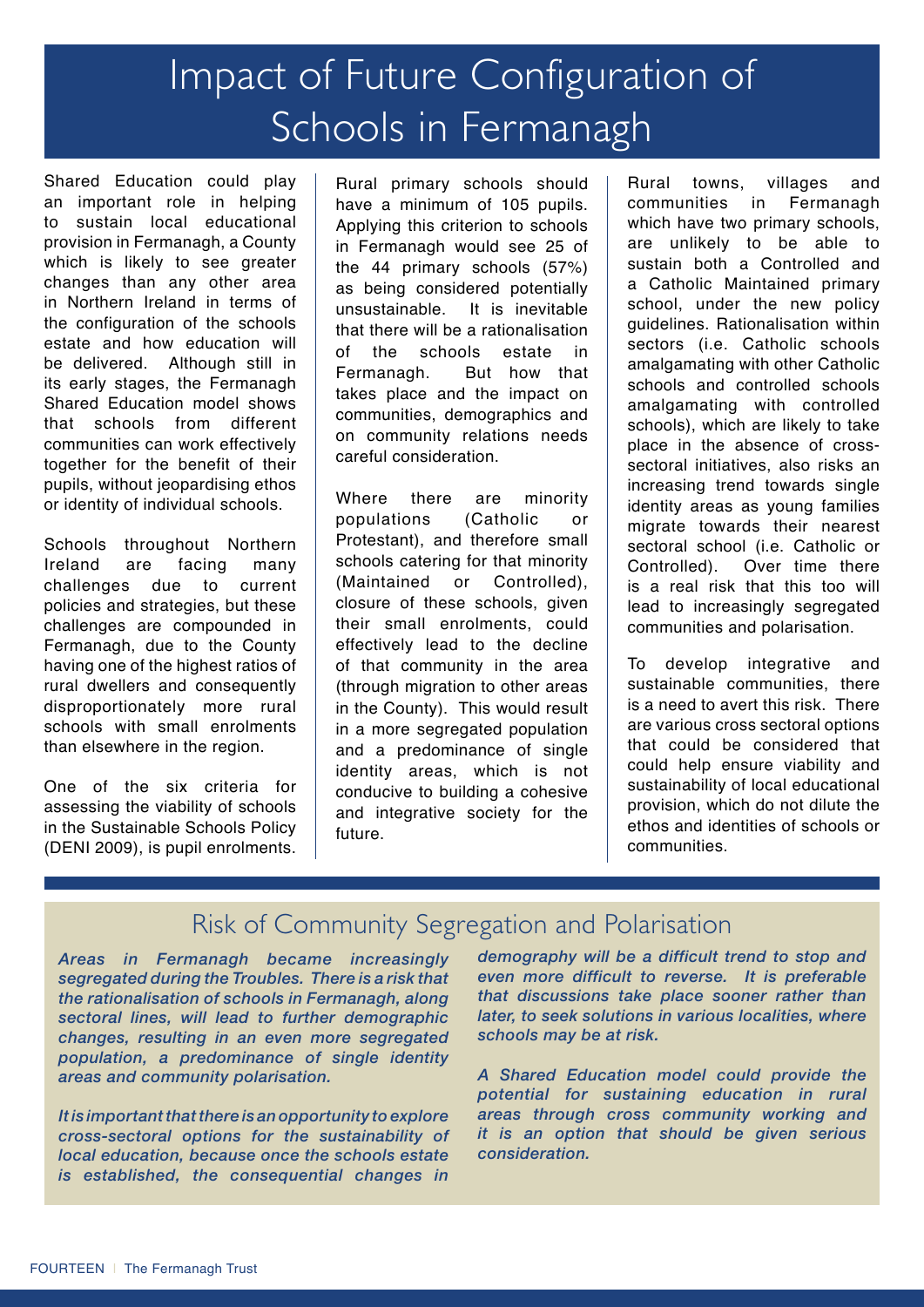# Impact of Future Configuration of Schools in Fermanagh

Shared Education could play an important role in helping to sustain local educational provision in Fermanagh, a County which is likely to see greater changes than any other area in Northern Ireland in terms of the configuration of the schools estate and how education will be delivered. Although still in its early stages, the Fermanagh Shared Education model shows that schools from different communities can work effectively together for the benefit of their pupils, without jeopardising ethos or identity of individual schools.

Schools throughout Northern Ireland are facing many challenges due to current policies and strategies, but these challenges are compounded in Fermanagh, due to the County having one of the highest ratios of rural dwellers and consequently disproportionately more rural schools with small enrolments than elsewhere in the region.

One of the six criteria for assessing the viability of schools in the Sustainable Schools Policy (DENI 2009), is pupil enrolments. Rural primary schools should have a minimum of 105 pupils. Applying this criterion to schools in Fermanagh would see 25 of the 44 primary schools (57%) as being considered potentially unsustainable. It is inevitable that there will be a rationalisation of the schools estate in Fermanagh. But how that takes place and the impact on communities, demographics and on community relations needs careful consideration.

Where there are minority populations (Catholic or Protestant), and therefore small schools catering for that minority (Maintained or Controlled), closure of these schools, given their small enrolments, could effectively lead to the decline of that community in the area (through migration to other areas in the County). This would result in a more segregated population and a predominance of single identity areas, which is not conducive to building a cohesive and integrative society for the future.

Rural towns, villages and communities in Fermanagh which have two primary schools, are unlikely to be able to sustain both a Controlled and a Catholic Maintained primary school, under the new policy guidelines. Rationalisation within sectors (i.e. Catholic schools amalgamating with other Catholic schools and controlled schools amalgamating with controlled schools), which are likely to take place in the absence of cross-sectoral initiatives, also risks an increasing trend towards single identity areas as young families migrate towards their nearest sectoral school (i.e. Catholic or Controlled). Over time there is a real risk that this too will lead to increasingly segregated communities and polarisation.

To develop integrative and sustainable communities, there is a need to avert this risk. There are various cross sectoral options that could be considered that could help ensure viability and sustainability of local educational provision, which do not dilute the ethos and identities of schools or communities.

## Risk of Community Segregation and Polarisation

***Areas in Fermanagh became increasingly segregated during the Troubles. There is a risk that the rationalisation of schools in Fermanagh, along sectoral lines, will lead to further demographic changes, resulting in an even more segregated population, a predominance of single identity areas and community polarisation.***

***It is important that there is an opportunity to explore cross-sectoral options for the sustainability of local education, because once the schools estate is established, the consequential changes in demography will be a difficult trend to stop and even more difficult to reverse. It is preferable that discussions take place sooner rather than later, to seek solutions in various localities, where schools may be at risk.***

***A Shared Education model could provide the potential for sustaining education in rural areas through cross community working and it is an option that should be given serious consideration.***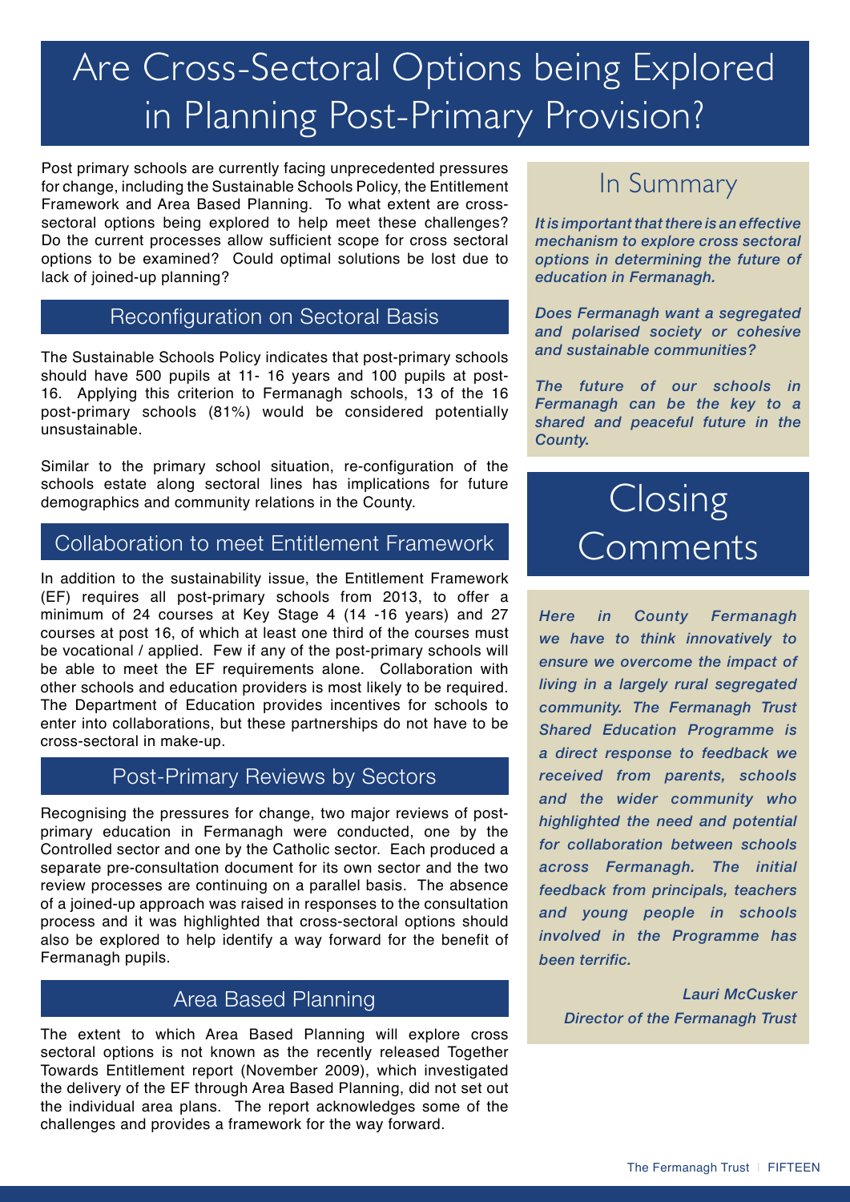# Are Cross-Sectoral Options being Explored in Planning Post-Primary Provision?

Post primary schools are currently facing unprecedented pressures for change, including the Sustainable Schools Policy, the Entitlement Framework and Area Based Planning. To what extent are cross-sectoral options being explored to help meet these challenges? Do the current processes allow sufficient scope for cross sectoral options to be examined? Could optimal solutions be lost due to lack of joined-up planning?

## Reconfiguration on Sectoral Basis

The Sustainable Schools Policy indicates that post-primary schools should have 500 pupils at 11- 16 years and 100 pupils at post-16. Applying this criterion to Fermanagh schools, 13 of the 16 post-primary schools (81%) would be considered potentially unsustainable.

Similar to the primary school situation, re-configuration of the schools estate along sectoral lines has implications for future demographics and community relations in the County.

## Collaboration to meet Entitlement Framework

In addition to the sustainability issue, the Entitlement Framework (EF) requires all post-primary schools from 2013, to offer a minimum of 24 courses at Key Stage 4 (14 -16 years) and 27 courses at post 16, of which at least one third of the courses must be vocational / applied. Few if any of the post-primary schools will be able to meet the EF requirements alone. Collaboration with other schools and education providers is most likely to be required. The Department of Education provides incentives for schools to enter into collaborations, but these partnerships do not have to be cross-sectoral in make-up.

## Post-Primary Reviews by Sectors

Recognising the pressures for change, two major reviews of post-primary education in Fermanagh were conducted, one by the Controlled sector and one by the Catholic sector. Each produced a separate pre-consultation document for its own sector and the two review processes are continuing on a parallel basis. The absence of a joined-up approach was raised in responses to the consultation process and it was highlighted that cross-sectoral options should also be explored to help identify a way forward for the benefit of Fermanagh pupils.

## Area Based Planning

The extent to which Area Based Planning will explore cross sectoral options is not known as the recently released Together Towards Entitlement report (November 2009), which investigated the delivery of the EF through Area Based Planning, did not set out the individual area plans. The report acknowledges some of the challenges and provides a framework for the way forward.

## In Summary

***It is important that there is an effective mechanism to explore cross sectoral options in determining the future of education in Fermanagh.***

***Does Fermanagh want a segregated and polarised society or cohesive and sustainable communities?***

***The future of our schools in Fermanagh can be the key to a shared and peaceful future in the County.***

# Closing Comments

***Here in County Fermanagh we have to think innovatively to ensure we overcome the impact of living in a largely rural segregated community. The Fermanagh Trust Shared Education Programme is a direct response to feedback we received from parents, schools and the wider community who highlighted the need and potential for collaboration between schools across Fermanagh. The initial feedback from principals, teachers and young people in schools involved in the Programme has been terrific.***

***Lauri McCusker***
***Director of the Fermanagh Trust***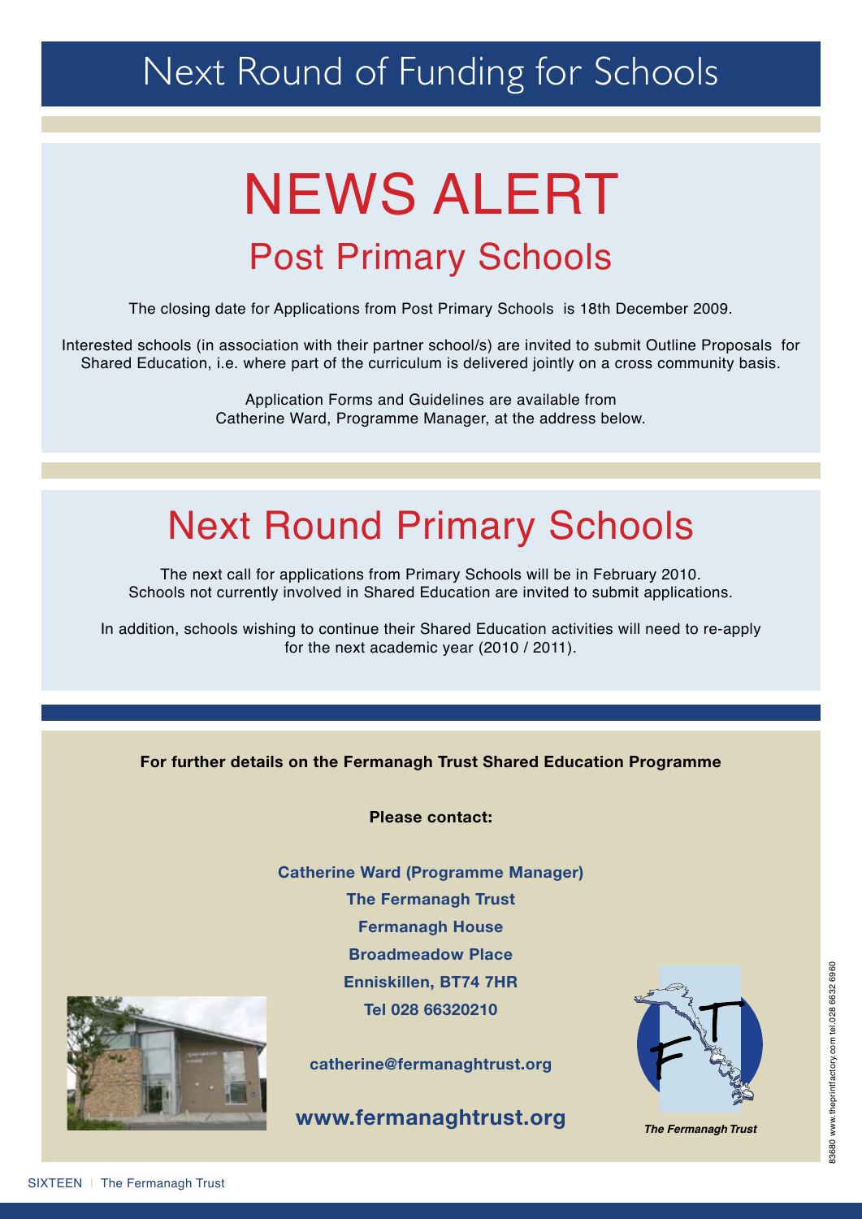# Next Round of Funding for Schools

## NEWS ALERT

### Post Primary Schools

The closing date for Applications from Post Primary Schools is 18th December 2009.

Interested schools (in association with their partner school/s) are invited to submit Outline Proposals for Shared Education, i.e. where part of the curriculum is delivered jointly on a cross community basis.

Application Forms and Guidelines are available from Catherine Ward, Programme Manager, at the address below.

## Next Round Primary Schools

The next call for applications from Primary Schools will be in February 2010. Schools not currently involved in Shared Education are invited to submit applications.

In addition, schools wishing to continue their Shared Education activities will need to re-apply for the next academic year (2010 / 2011).

**For further details on the Fermanagh Trust Shared Education Programme**

**Please contact:**

**Catherine Ward (Programme Manager)**
**The Fermanagh Trust**
**Fermanagh House**
**Broadmeadow Place**
**Enniskillen, BT74 7HR**
**Tel 028 66320210**

**catherine@fermanaghtrust.org**

**www.fermanaghtrust.org**

***The Fermanagh Trust***

83680 www.theprintfactory.com tel 028 6632 6960